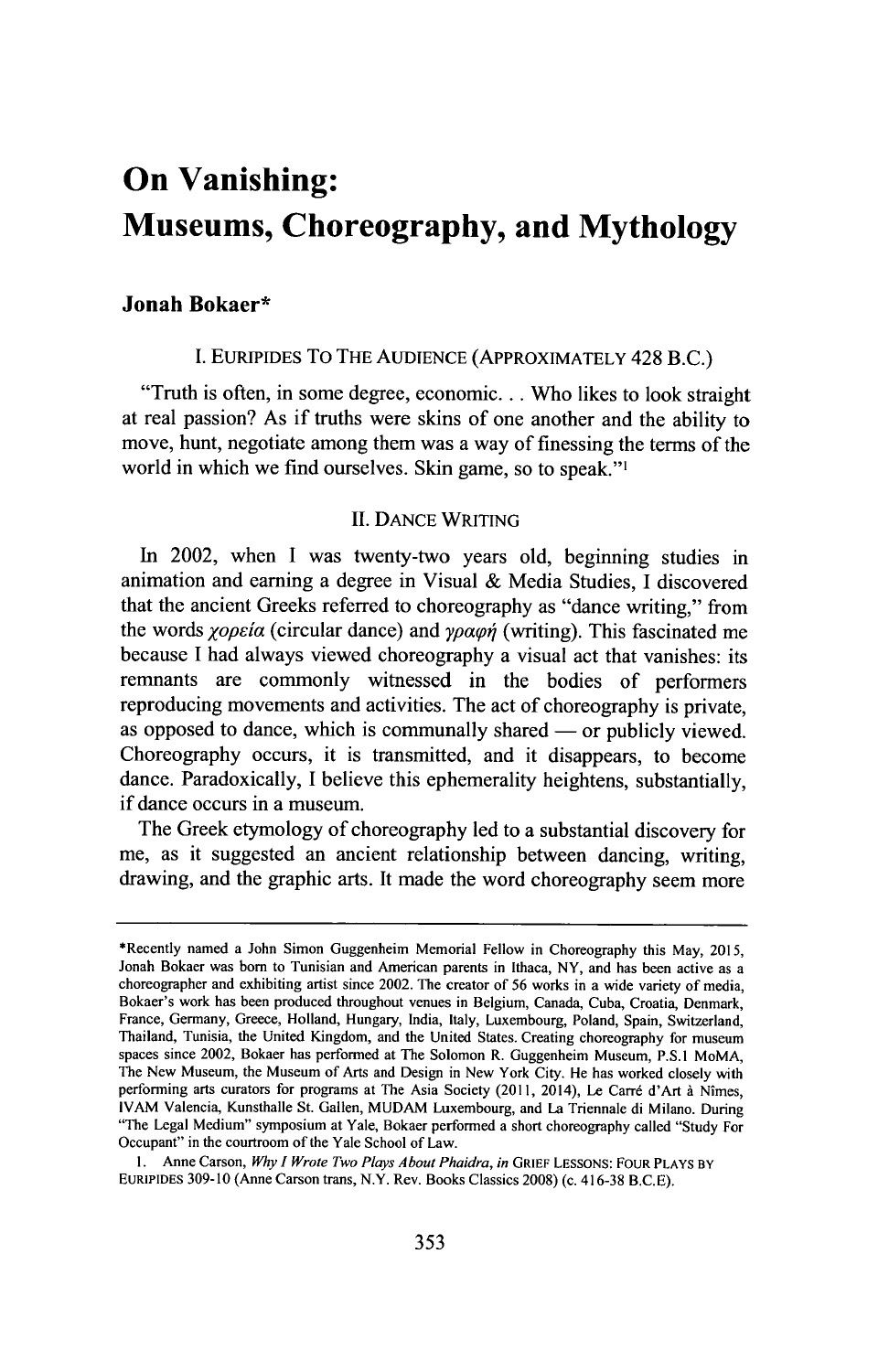# On Vanishing: Museums, Choreography, and Mythology

**Jonah Bokaer***

I. EURIPIDES TO THE AUDIENCE (APPROXIMATELY 428 B.C.)

"Truth is often, in some degree, economic. . . Who likes to look straight at real passion? As if truths were skins of one another and the ability to move, hunt, negotiate among them was a way of finessing the terms of the world in which we find ourselves. Skin game, so to speak."[1]

II. DANCE WRITING

In 2002, when I was twenty-two years old, beginning studies in animation and earning a degree in Visual & Media Studies, I discovered that the ancient Greeks referred to choreography as "dance writing," from the words *χορεία* (circular dance) and *γραφή* (writing). This fascinated me because I had always viewed choreography a visual act that vanishes: its remnants are commonly witnessed in the bodies of performers reproducing movements and activities. The act of choreography is private, as opposed to dance, which is communally shared — or publicly viewed. Choreography occurs, it is transmitted, and it disappears, to become dance. Paradoxically, I believe this ephemerality heightens, substantially, if dance occurs in a museum.

The Greek etymology of choreography led to a substantial discovery for me, as it suggested an ancient relationship between dancing, writing, drawing, and the graphic arts. It made the word choreography seem more

---

*Recently named a John Simon Guggenheim Memorial Fellow in Choreography this May, 2015, Jonah Bokaer was born to Tunisian and American parents in Ithaca, NY, and has been active as a choreographer and exhibiting artist since 2002. The creator of 56 works in a wide variety of media, Bokaer's work has been produced throughout venues in Belgium, Canada, Cuba, Croatia, Denmark, France, Germany, Greece, Holland, Hungary, India, Italy, Luxembourg, Poland, Spain, Switzerland, Thailand, Tunisia, the United Kingdom, and the United States. Creating choreography for museum spaces since 2002, Bokaer has performed at The Solomon R. Guggenheim Museum, P.S.1 MoMA, The New Museum, the Museum of Arts and Design in New York City. He has worked closely with performing arts curators for programs at The Asia Society (2011, 2014), Le Carré d'Art à Nîmes, IVAM Valencia, Kunsthalle St. Gallen, MUDAM Luxembourg, and La Triennale di Milano. During "The Legal Medium" symposium at Yale, Bokaer performed a short choreography called "Study For Occupant" in the courtroom of the Yale School of Law.

1. Anne Carson, *Why I Wrote Two Plays About Phaidra*, *in* GRIEF LESSONS: FOUR PLAYS BY EURIPIDES 309-10 (Anne Carson trans, N.Y. Rev. Books Classics 2008) (c. 416-38 B.C.E).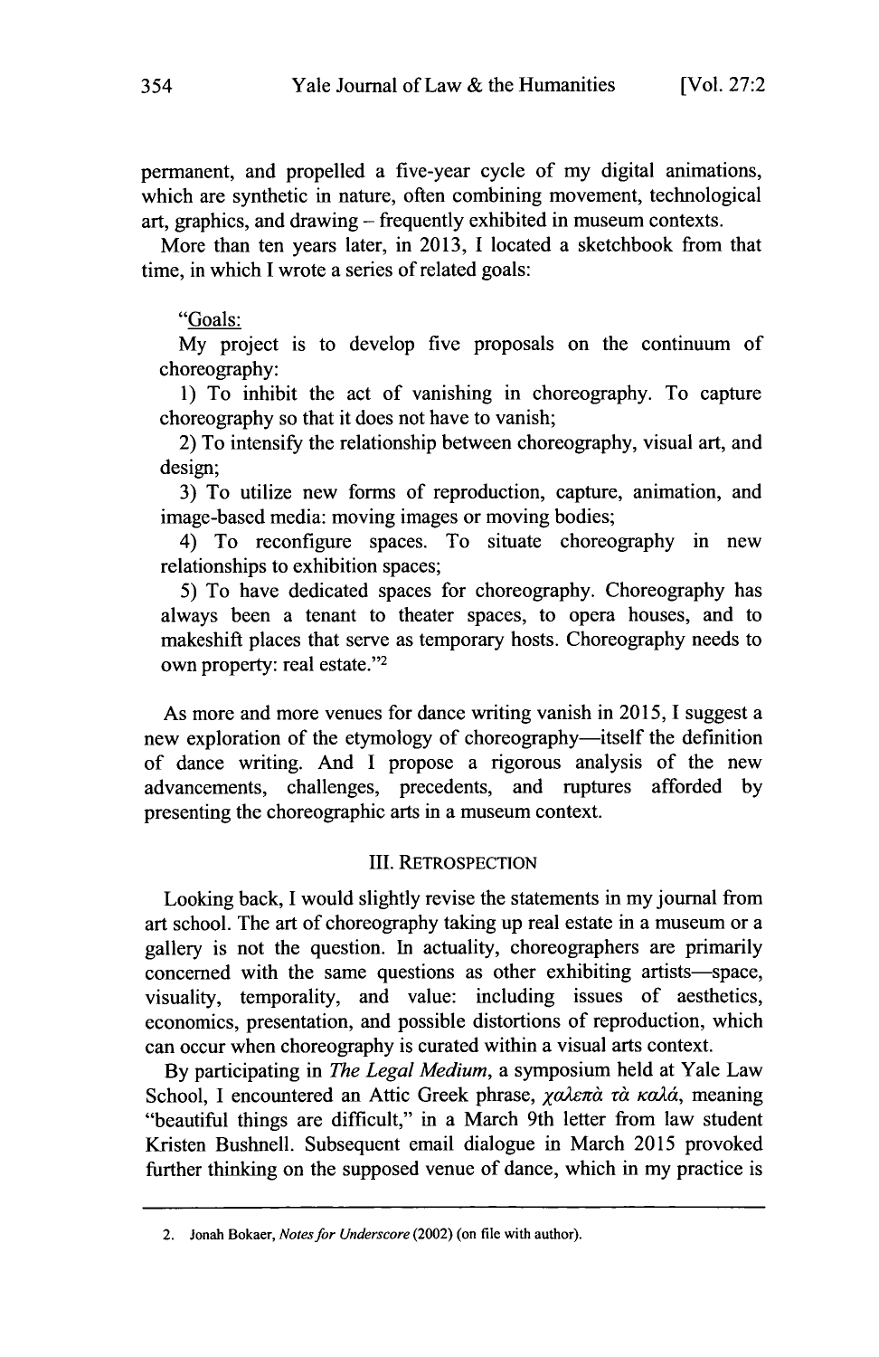permanent, and propelled a five-year cycle of my digital animations, which are synthetic in nature, often combining movement, technological art, graphics, and drawing – frequently exhibited in museum contexts.

More than ten years later, in 2013, I located a sketchbook from that time, in which I wrote a series of related goals:

> "Goals:
>
> My project is to develop five proposals on the continuum of choreography:
>
> 1) To inhibit the act of vanishing in choreography. To capture choreography so that it does not have to vanish;
>
> 2) To intensify the relationship between choreography, visual art, and design;
>
> 3) To utilize new forms of reproduction, capture, animation, and image-based media: moving images or moving bodies;
>
> 4) To reconfigure spaces. To situate choreography in new relationships to exhibition spaces;
>
> 5) To have dedicated spaces for choreography. Choreography has always been a tenant to theater spaces, to opera houses, and to makeshift places that serve as temporary hosts. Choreography needs to own property: real estate."[2]

As more and more venues for dance writing vanish in 2015, I suggest a new exploration of the etymology of choreography—itself the definition of dance writing. And I propose a rigorous analysis of the new advancements, challenges, precedents, and ruptures afforded by presenting the choreographic arts in a museum context.

## III. RETROSPECTION

Looking back, I would slightly revise the statements in my journal from art school. The art of choreography taking up real estate in a museum or a gallery is not the question. In actuality, choreographers are primarily concerned with the same questions as other exhibiting artists—space, visuality, temporality, and value: including issues of aesthetics, economics, presentation, and possible distortions of reproduction, which can occur when choreography is curated within a visual arts context.

By participating in *The Legal Medium*, a symposium held at Yale Law School, I encountered an Attic Greek phrase, *χαλεπὰ τὰ καλά*, meaning "beautiful things are difficult," in a March 9th letter from law student Kristen Bushnell. Subsequent email dialogue in March 2015 provoked further thinking on the supposed venue of dance, which in my practice is

---

2. Jonah Bokaer, *Notes for Underscore* (2002) (on file with author).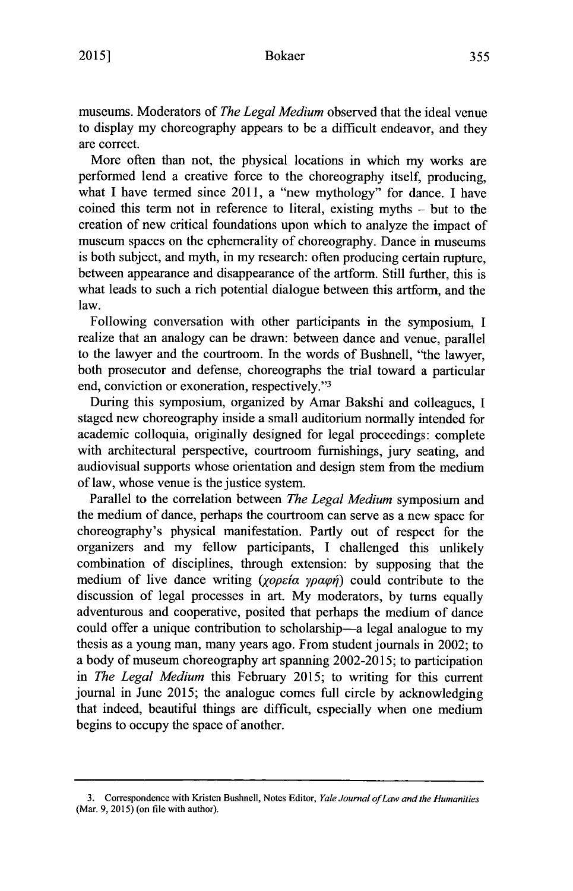museums. Moderators of *The Legal Medium* observed that the ideal venue to display my choreography appears to be a difficult endeavor, and they are correct.

More often than not, the physical locations in which my works are performed lend a creative force to the choreography itself, producing, what I have termed since 2011, a "new mythology" for dance. I have coined this term not in reference to literal, existing myths – but to the creation of new critical foundations upon which to analyze the impact of museum spaces on the ephemerality of choreography. Dance in museums is both subject, and myth, in my research: often producing certain rupture, between appearance and disappearance of the artform. Still further, this is what leads to such a rich potential dialogue between this artform, and the law.

Following conversation with other participants in the symposium, I realize that an analogy can be drawn: between dance and venue, parallel to the lawyer and the courtroom. In the words of Bushnell, "the lawyer, both prosecutor and defense, choreographs the trial toward a particular end, conviction or exoneration, respectively."[3]

During this symposium, organized by Amar Bakshi and colleagues, I staged new choreography inside a small auditorium normally intended for academic colloquia, originally designed for legal proceedings: complete with architectural perspective, courtroom furnishings, jury seating, and audiovisual supports whose orientation and design stem from the medium of law, whose venue is the justice system.

Parallel to the correlation between *The Legal Medium* symposium and the medium of dance, perhaps the courtroom can serve as a new space for choreography's physical manifestation. Partly out of respect for the organizers and my fellow participants, I challenged this unlikely combination of disciplines, through extension: by supposing that the medium of live dance writing (*χορεία γραφή*) could contribute to the discussion of legal processes in art. My moderators, by turns equally adventurous and cooperative, posited that perhaps the medium of dance could offer a unique contribution to scholarship—a legal analogue to my thesis as a young man, many years ago. From student journals in 2002; to a body of museum choreography art spanning 2002-2015; to participation in *The Legal Medium* this February 2015; to writing for this current journal in June 2015; the analogue comes full circle by acknowledging that indeed, beautiful things are difficult, especially when one medium begins to occupy the space of another.

---

3. Correspondence with Kristen Bushnell, Notes Editor, *Yale Journal of Law and the Humanities* (Mar. 9, 2015) (on file with author).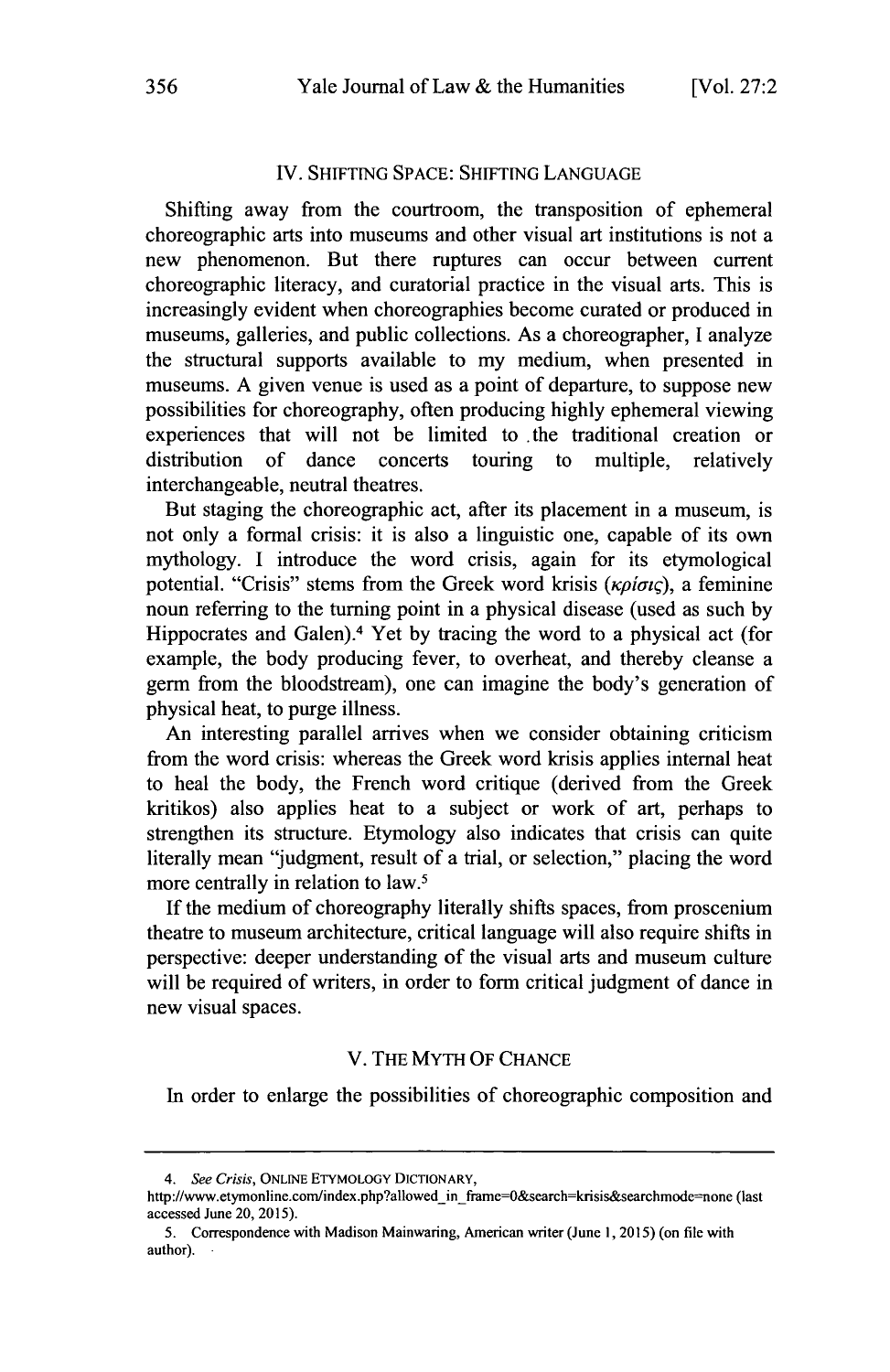## IV. SHIFTING SPACE: SHIFTING LANGUAGE

Shifting away from the courtroom, the transposition of ephemeral choreographic arts into museums and other visual art institutions is not a new phenomenon. But there ruptures can occur between current choreographic literacy, and curatorial practice in the visual arts. This is increasingly evident when choreographies become curated or produced in museums, galleries, and public collections. As a choreographer, I analyze the structural supports available to my medium, when presented in museums. A given venue is used as a point of departure, to suppose new possibilities for choreography, often producing highly ephemeral viewing experiences that will not be limited to the traditional creation or distribution of dance concerts touring to multiple, relatively interchangeable, neutral theatres.

But staging the choreographic act, after its placement in a museum, is not only a formal crisis: it is also a linguistic one, capable of its own mythology. I introduce the word crisis, again for its etymological potential. "Crisis" stems from the Greek word krisis (*κρίσις*), a feminine noun referring to the turning point in a physical disease (used as such by Hippocrates and Galen).[4] Yet by tracing the word to a physical act (for example, the body producing fever, to overheat, and thereby cleanse a germ from the bloodstream), one can imagine the body's generation of physical heat, to purge illness.

An interesting parallel arrives when we consider obtaining criticism from the word crisis: whereas the Greek word krisis applies internal heat to heal the body, the French word critique (derived from the Greek kritikos) also applies heat to a subject or work of art, perhaps to strengthen its structure. Etymology also indicates that crisis can quite literally mean "judgment, result of a trial, or selection," placing the word more centrally in relation to law.[5]

If the medium of choreography literally shifts spaces, from proscenium theatre to museum architecture, critical language will also require shifts in perspective: deeper understanding of the visual arts and museum culture will be required of writers, in order to form critical judgment of dance in new visual spaces.

## V. THE MYTH OF CHANCE

In order to enlarge the possibilities of choreographic composition and

---

4. *See Crisis*, ONLINE ETYMOLOGY DICTIONARY, http://www.etymonline.com/index.php?allowed_in_frame=0&search=krisis&searchmode=none (last accessed June 20, 2015).

5. Correspondence with Madison Mainwaring, American writer (June 1, 2015) (on file with author).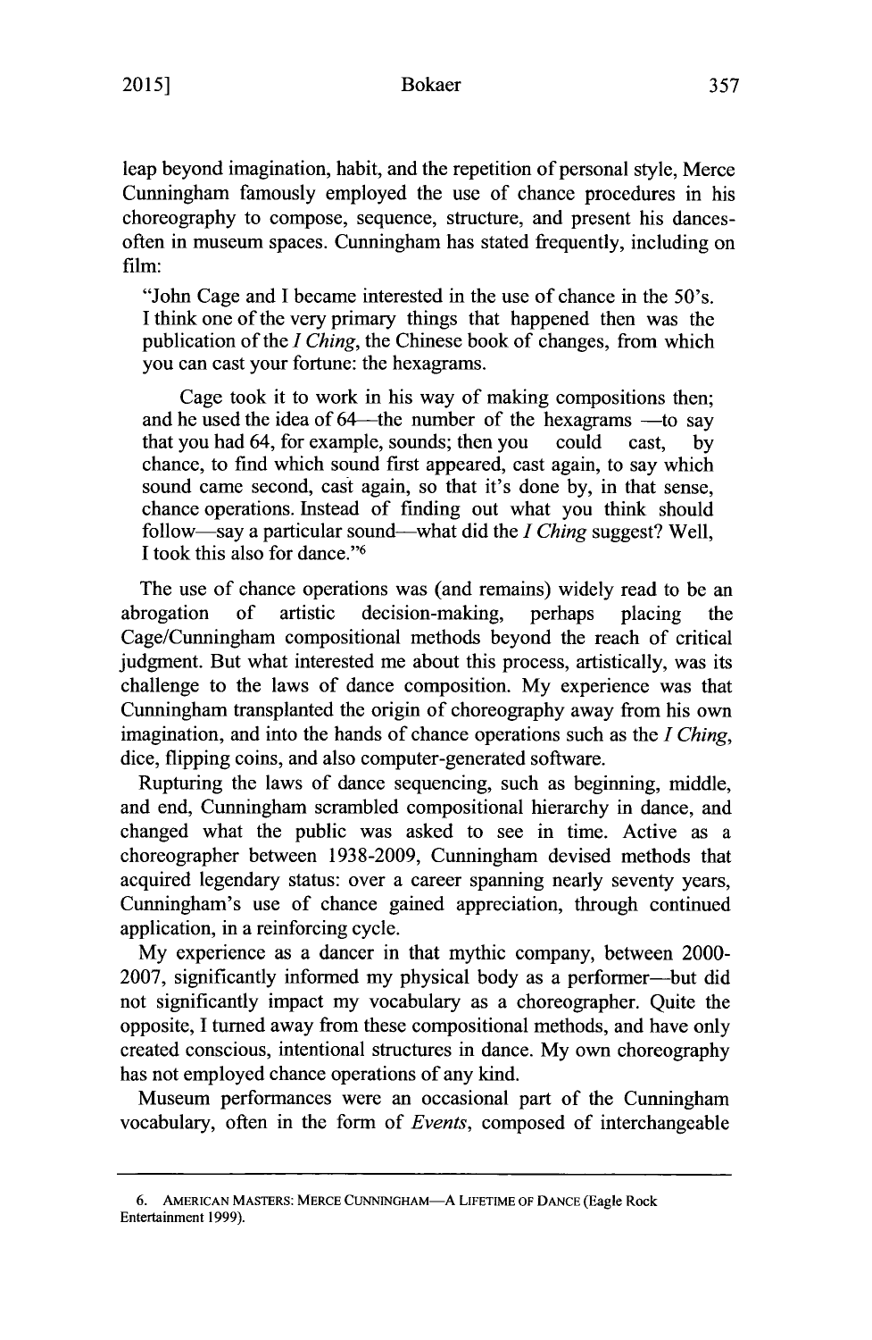leap beyond imagination, habit, and the repetition of personal style, Merce Cunningham famously employed the use of chance procedures in his choreography to compose, sequence, structure, and present his dances-often in museum spaces. Cunningham has stated frequently, including on film:

> "John Cage and I became interested in the use of chance in the 50's. I think one of the very primary things that happened then was the publication of the *I Ching*, the Chinese book of changes, from which you can cast your fortune: the hexagrams.
>
> Cage took it to work in his way of making compositions then; and he used the idea of 64—the number of the hexagrams —to say that you had 64, for example, sounds; then you could cast, by chance, to find which sound first appeared, cast again, to say which sound came second, cast again, so that it's done by, in that sense, chance operations. Instead of finding out what you think should follow—say a particular sound—what did the *I Ching* suggest? Well, I took this also for dance."[6]

The use of chance operations was (and remains) widely read to be an abrogation of artistic decision-making, perhaps placing the Cage/Cunningham compositional methods beyond the reach of critical judgment. But what interested me about this process, artistically, was its challenge to the laws of dance composition. My experience was that Cunningham transplanted the origin of choreography away from his own imagination, and into the hands of chance operations such as the *I Ching*, dice, flipping coins, and also computer-generated software.

Rupturing the laws of dance sequencing, such as beginning, middle, and end, Cunningham scrambled compositional hierarchy in dance, and changed what the public was asked to see in time. Active as a choreographer between 1938-2009, Cunningham devised methods that acquired legendary status: over a career spanning nearly seventy years, Cunningham's use of chance gained appreciation, through continued application, in a reinforcing cycle.

My experience as a dancer in that mythic company, between 2000-2007, significantly informed my physical body as a performer—but did not significantly impact my vocabulary as a choreographer. Quite the opposite, I turned away from these compositional methods, and have only created conscious, intentional structures in dance. My own choreography has not employed chance operations of any kind.

Museum performances were an occasional part of the Cunningham vocabulary, often in the form of *Events*, composed of interchangeable

---

6. AMERICAN MASTERS: MERCE CUNNINGHAM—A LIFETIME OF DANCE (Eagle Rock Entertainment 1999).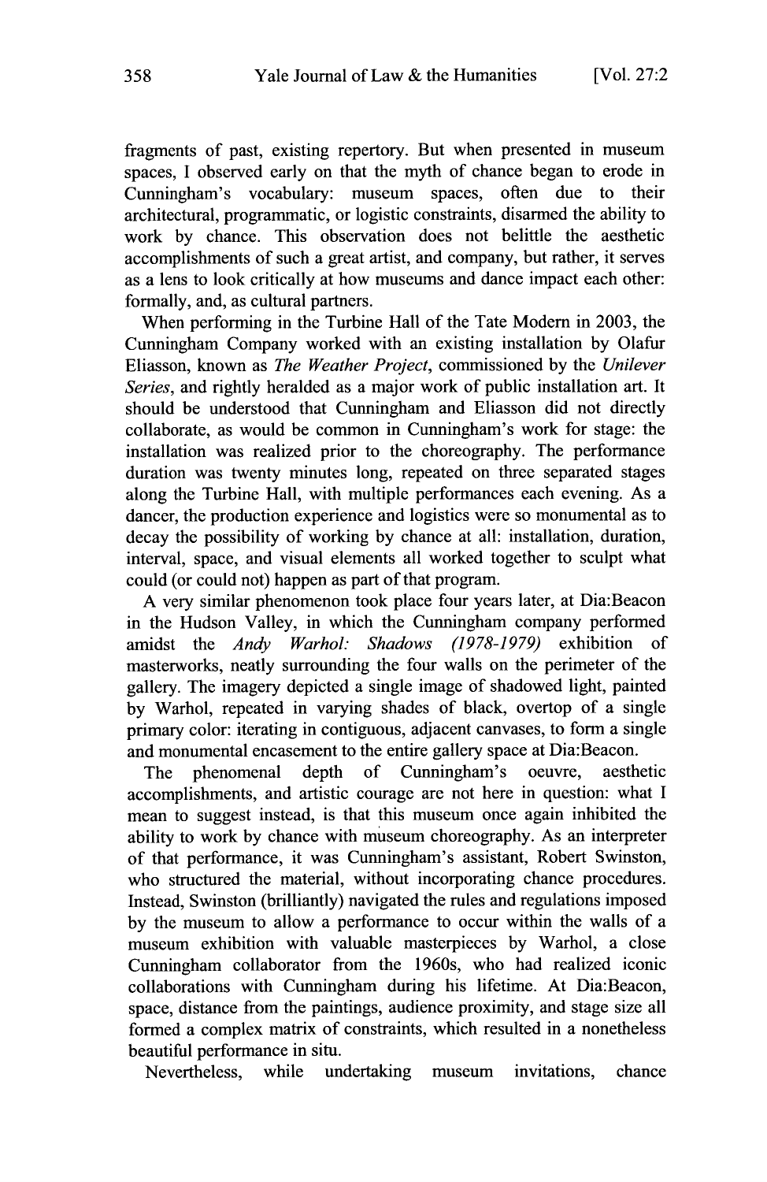fragments of past, existing repertory. But when presented in museum spaces, I observed early on that the myth of chance began to erode in Cunningham's vocabulary: museum spaces, often due to their architectural, programmatic, or logistic constraints, disarmed the ability to work by chance. This observation does not belittle the aesthetic accomplishments of such a great artist, and company, but rather, it serves as a lens to look critically at how museums and dance impact each other: formally, and, as cultural partners.

When performing in the Turbine Hall of the Tate Modern in 2003, the Cunningham Company worked with an existing installation by Olafur Eliasson, known as *The Weather Project*, commissioned by the *Unilever Series*, and rightly heralded as a major work of public installation art. It should be understood that Cunningham and Eliasson did not directly collaborate, as would be common in Cunningham's work for stage: the installation was realized prior to the choreography. The performance duration was twenty minutes long, repeated on three separated stages along the Turbine Hall, with multiple performances each evening. As a dancer, the production experience and logistics were so monumental as to decay the possibility of working by chance at all: installation, duration, interval, space, and visual elements all worked together to sculpt what could (or could not) happen as part of that program.

A very similar phenomenon took place four years later, at Dia:Beacon in the Hudson Valley, in which the Cunningham company performed amidst the *Andy Warhol: Shadows (1978-1979)* exhibition of masterworks, neatly surrounding the four walls on the perimeter of the gallery. The imagery depicted a single image of shadowed light, painted by Warhol, repeated in varying shades of black, overtop of a single primary color: iterating in contiguous, adjacent canvases, to form a single and monumental encasement to the entire gallery space at Dia:Beacon.

The phenomenal depth of Cunningham's oeuvre, aesthetic accomplishments, and artistic courage are not here in question: what I mean to suggest instead, is that this museum once again inhibited the ability to work by chance with museum choreography. As an interpreter of that performance, it was Cunningham's assistant, Robert Swinston, who structured the material, without incorporating chance procedures. Instead, Swinston (brilliantly) navigated the rules and regulations imposed by the museum to allow a performance to occur within the walls of a museum exhibition with valuable masterpieces by Warhol, a close Cunningham collaborator from the 1960s, who had realized iconic collaborations with Cunningham during his lifetime. At Dia:Beacon, space, distance from the paintings, audience proximity, and stage size all formed a complex matrix of constraints, which resulted in a nonetheless beautiful performance in situ.

Nevertheless, while undertaking museum invitations, chance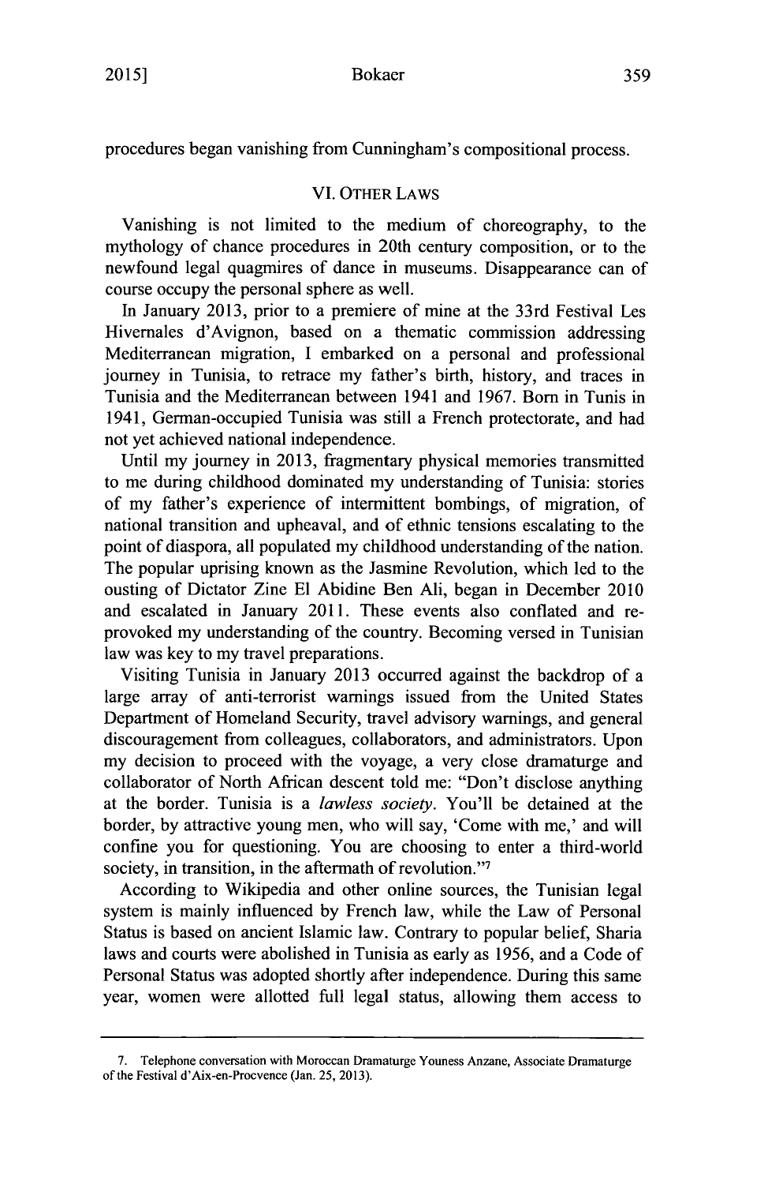procedures began vanishing from Cunningham's compositional process.

## VI. OTHER LAWS

Vanishing is not limited to the medium of choreography, to the mythology of chance procedures in 20th century composition, or to the newfound legal quagmires of dance in museums. Disappearance can of course occupy the personal sphere as well.

In January 2013, prior to a premiere of mine at the 33rd Festival Les Hivernales d'Avignon, based on a thematic commission addressing Mediterranean migration, I embarked on a personal and professional journey in Tunisia, to retrace my father's birth, history, and traces in Tunisia and the Mediterranean between 1941 and 1967. Born in Tunis in 1941, German-occupied Tunisia was still a French protectorate, and had not yet achieved national independence.

Until my journey in 2013, fragmentary physical memories transmitted to me during childhood dominated my understanding of Tunisia: stories of my father's experience of intermittent bombings, of migration, of national transition and upheaval, and of ethnic tensions escalating to the point of diaspora, all populated my childhood understanding of the nation. The popular uprising known as the Jasmine Revolution, which led to the ousting of Dictator Zine El Abidine Ben Ali, began in December 2010 and escalated in January 2011. These events also conflated and re-provoked my understanding of the country. Becoming versed in Tunisian law was key to my travel preparations.

Visiting Tunisia in January 2013 occurred against the backdrop of a large array of anti-terrorist warnings issued from the United States Department of Homeland Security, travel advisory warnings, and general discouragement from colleagues, collaborators, and administrators. Upon my decision to proceed with the voyage, a very close dramaturge and collaborator of North African descent told me: "Don't disclose anything at the border. Tunisia is a *lawless society*. You'll be detained at the border, by attractive young men, who will say, 'Come with me,' and will confine you for questioning. You are choosing to enter a third-world society, in transition, in the aftermath of revolution."[7]

According to Wikipedia and other online sources, the Tunisian legal system is mainly influenced by French law, while the Law of Personal Status is based on ancient Islamic law. Contrary to popular belief, Sharia laws and courts were abolished in Tunisia as early as 1956, and a Code of Personal Status was adopted shortly after independence. During this same year, women were allotted full legal status, allowing them access to

---

7. Telephone conversation with Moroccan Dramaturge Youness Anzane, Associate Dramaturge of the Festival d'Aix-en-Procvence (Jan. 25, 2013).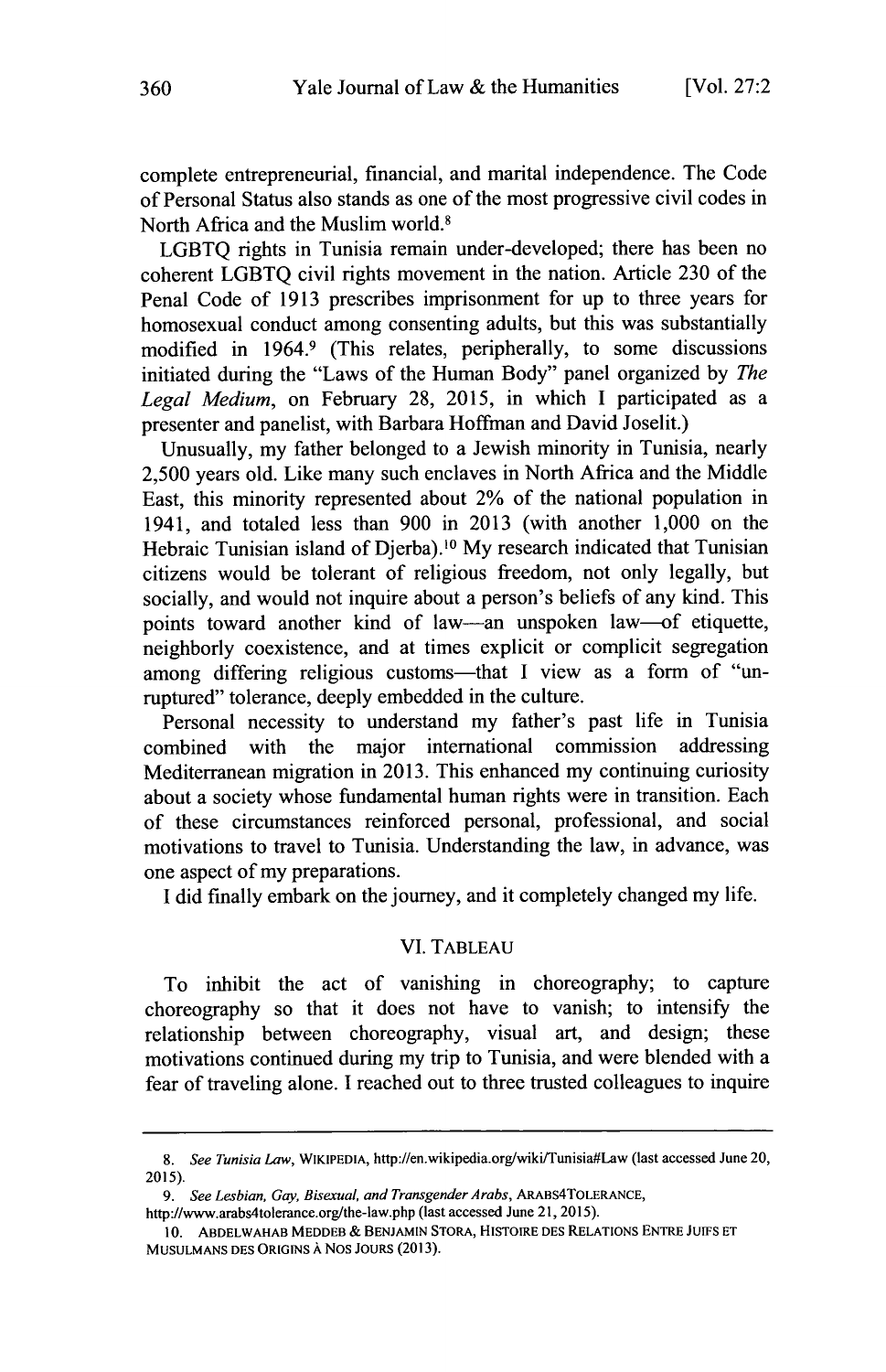complete entrepreneurial, financial, and marital independence. The Code of Personal Status also stands as one of the most progressive civil codes in North Africa and the Muslim world.[8]

LGBTQ rights in Tunisia remain under-developed; there has been no coherent LGBTQ civil rights movement in the nation. Article 230 of the Penal Code of 1913 prescribes imprisonment for up to three years for homosexual conduct among consenting adults, but this was substantially modified in 1964.[9] (This relates, peripherally, to some discussions initiated during the "Laws of the Human Body" panel organized by *The Legal Medium*, on February 28, 2015, in which I participated as a presenter and panelist, with Barbara Hoffman and David Joselit.)

Unusually, my father belonged to a Jewish minority in Tunisia, nearly 2,500 years old. Like many such enclaves in North Africa and the Middle East, this minority represented about 2% of the national population in 1941, and totaled less than 900 in 2013 (with another 1,000 on the Hebraic Tunisian island of Djerba).[10] My research indicated that Tunisian citizens would be tolerant of religious freedom, not only legally, but socially, and would not inquire about a person's beliefs of any kind. This points toward another kind of law—an unspoken law—of etiquette, neighborly coexistence, and at times explicit or complicit segregation among differing religious customs—that I view as a form of "un-ruptured" tolerance, deeply embedded in the culture.

Personal necessity to understand my father's past life in Tunisia combined with the major international commission addressing Mediterranean migration in 2013. This enhanced my continuing curiosity about a society whose fundamental human rights were in transition. Each of these circumstances reinforced personal, professional, and social motivations to travel to Tunisia. Understanding the law, in advance, was one aspect of my preparations.

I did finally embark on the journey, and it completely changed my life.

## VI. TABLEAU

To inhibit the act of vanishing in choreography; to capture choreography so that it does not have to vanish; to intensify the relationship between choreography, visual art, and design; these motivations continued during my trip to Tunisia, and were blended with a fear of traveling alone. I reached out to three trusted colleagues to inquire

---

8. *See Tunisia Law*, WIKIPEDIA, http://en.wikipedia.org/wiki/Tunisia#Law (last accessed June 20, 2015).

9. *See Lesbian, Gay, Bisexual, and Transgender Arabs*, ARABS4TOLERANCE, http://www.arabs4tolerance.org/the-law.php (last accessed June 21, 2015).

10. ABDELWAHAB MEDDEB & BENJAMIN STORA, HISTOIRE DES RELATIONS ENTRE JUIFS ET MUSULMANS DES ORIGINS À NOS JOURS (2013).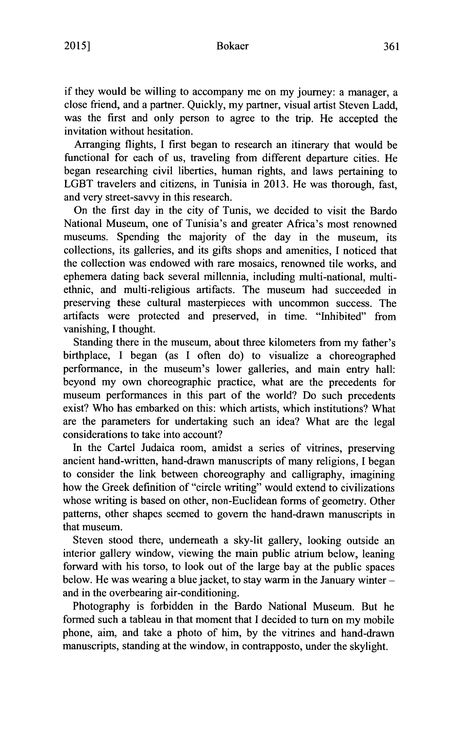if they would be willing to accompany me on my journey: a manager, a close friend, and a partner. Quickly, my partner, visual artist Steven Ladd, was the first and only person to agree to the trip. He accepted the invitation without hesitation.

Arranging flights, I first began to research an itinerary that would be functional for each of us, traveling from different departure cities. He began researching civil liberties, human rights, and laws pertaining to LGBT travelers and citizens, in Tunisia in 2013. He was thorough, fast, and very street-savvy in this research.

On the first day in the city of Tunis, we decided to visit the Bardo National Museum, one of Tunisia's and greater Africa's most renowned museums. Spending the majority of the day in the museum, its collections, its galleries, and its gifts shops and amenities, I noticed that the collection was endowed with rare mosaics, renowned tile works, and ephemera dating back several millennia, including multi-national, multi-ethnic, and multi-religious artifacts. The museum had succeeded in preserving these cultural masterpieces with uncommon success. The artifacts were protected and preserved, in time. "Inhibited" from vanishing, I thought.

Standing there in the museum, about three kilometers from my father's birthplace, I began (as I often do) to visualize a choreographed performance, in the museum's lower galleries, and main entry hall: beyond my own choreographic practice, what are the precedents for museum performances in this part of the world? Do such precedents exist? Who has embarked on this: which artists, which institutions? What are the parameters for undertaking such an idea? What are the legal considerations to take into account?

In the Cartel Judaica room, amidst a series of vitrines, preserving ancient hand-written, hand-drawn manuscripts of many religions, I began to consider the link between choreography and calligraphy, imagining how the Greek definition of "circle writing" would extend to civilizations whose writing is based on other, non-Euclidean forms of geometry. Other patterns, other shapes seemed to govern the hand-drawn manuscripts in that museum.

Steven stood there, underneath a sky-lit gallery, looking outside an interior gallery window, viewing the main public atrium below, leaning forward with his torso, to look out of the large bay at the public spaces below. He was wearing a blue jacket, to stay warm in the January winter – and in the overbearing air-conditioning.

Photography is forbidden in the Bardo National Museum. But he formed such a tableau in that moment that I decided to turn on my mobile phone, aim, and take a photo of him, by the vitrines and hand-drawn manuscripts, standing at the window, in contrapposto, under the skylight.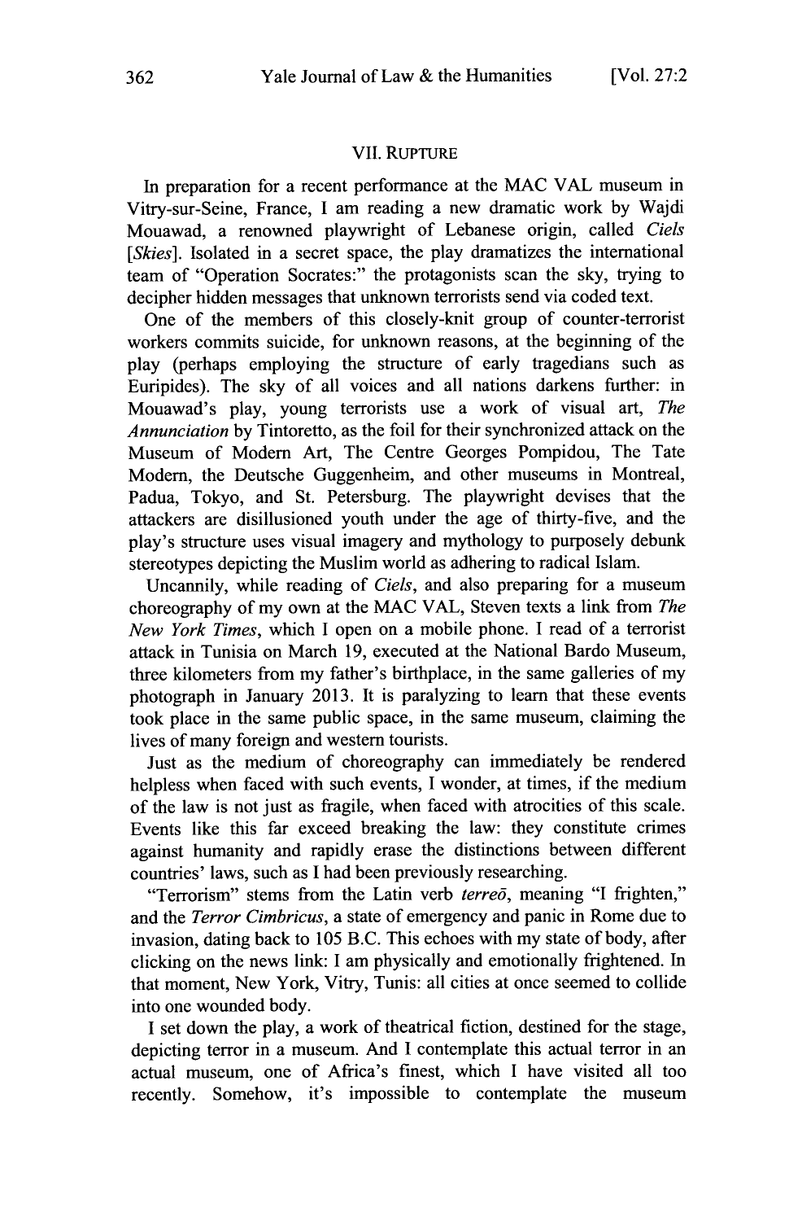## VII. RUPTURE

In preparation for a recent performance at the MAC VAL museum in Vitry-sur-Seine, France, I am reading a new dramatic work by Wajdi Mouawad, a renowned playwright of Lebanese origin, called *Ciels* [*Skies*]. Isolated in a secret space, the play dramatizes the international team of "Operation Socrates:" the protagonists scan the sky, trying to decipher hidden messages that unknown terrorists send via coded text.

One of the members of this closely-knit group of counter-terrorist workers commits suicide, for unknown reasons, at the beginning of the play (perhaps employing the structure of early tragedians such as Euripides). The sky of all voices and all nations darkens further: in Mouawad's play, young terrorists use a work of visual art, *The Annunciation* by Tintoretto, as the foil for their synchronized attack on the Museum of Modern Art, The Centre Georges Pompidou, The Tate Modern, the Deutsche Guggenheim, and other museums in Montreal, Padua, Tokyo, and St. Petersburg. The playwright devises that the attackers are disillusioned youth under the age of thirty-five, and the play's structure uses visual imagery and mythology to purposely debunk stereotypes depicting the Muslim world as adhering to radical Islam.

Uncannily, while reading of *Ciels*, and also preparing for a museum choreography of my own at the MAC VAL, Steven texts a link from *The New York Times*, which I open on a mobile phone. I read of a terrorist attack in Tunisia on March 19, executed at the National Bardo Museum, three kilometers from my father's birthplace, in the same galleries of my photograph in January 2013. It is paralyzing to learn that these events took place in the same public space, in the same museum, claiming the lives of many foreign and western tourists.

Just as the medium of choreography can immediately be rendered helpless when faced with such events, I wonder, at times, if the medium of the law is not just as fragile, when faced with atrocities of this scale. Events like this far exceed breaking the law: they constitute crimes against humanity and rapidly erase the distinctions between different countries' laws, such as I had been previously researching.

"Terrorism" stems from the Latin verb *terreō*, meaning "I frighten," and the *Terror Cimbricus*, a state of emergency and panic in Rome due to invasion, dating back to 105 B.C. This echoes with my state of body, after clicking on the news link: I am physically and emotionally frightened. In that moment, New York, Vitry, Tunis: all cities at once seemed to collide into one wounded body.

I set down the play, a work of theatrical fiction, destined for the stage, depicting terror in a museum. And I contemplate this actual terror in an actual museum, one of Africa's finest, which I have visited all too recently. Somehow, it's impossible to contemplate the museum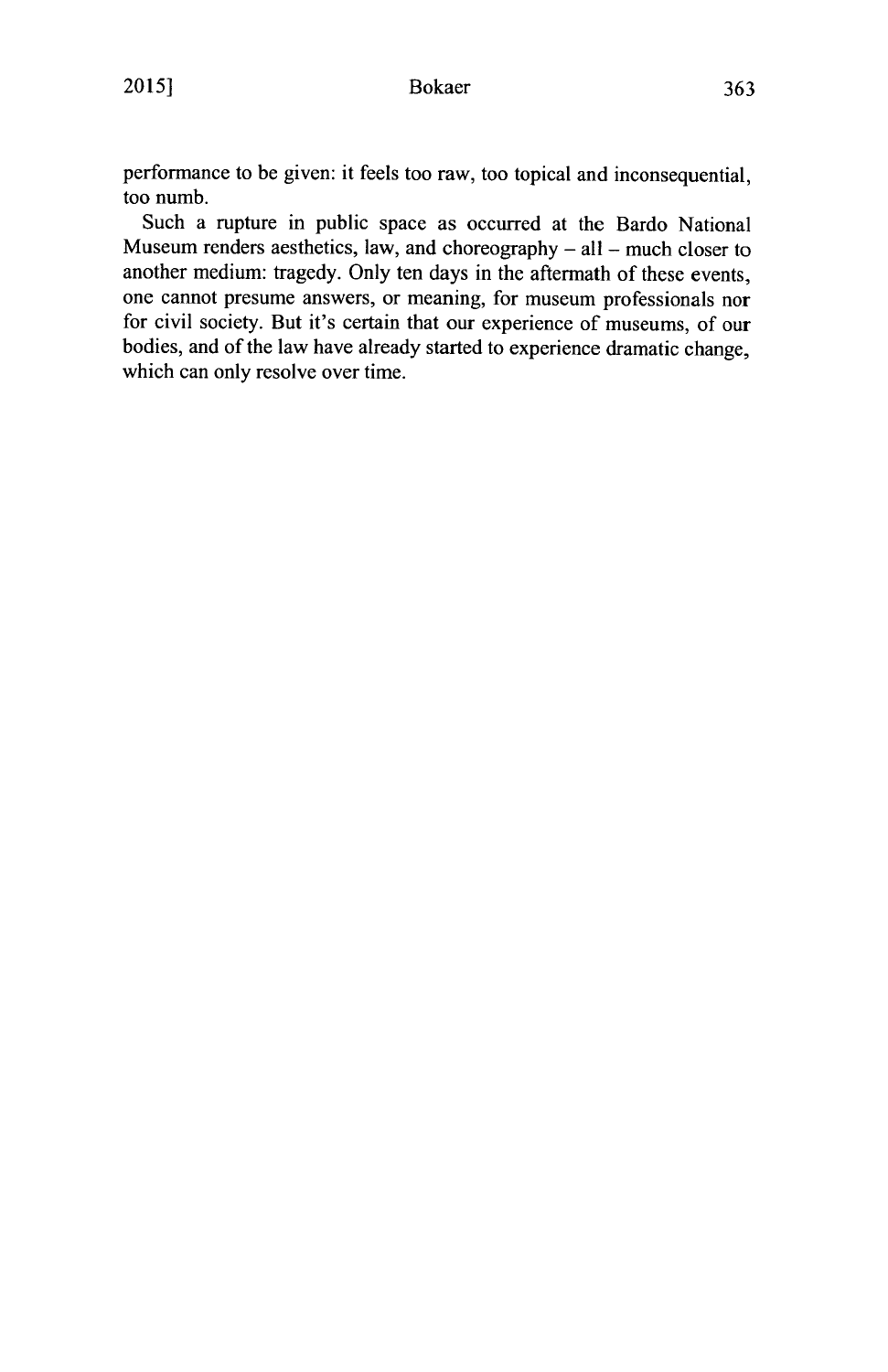performance to be given: it feels too raw, too topical and inconsequential, too numb.

Such a rupture in public space as occurred at the Bardo National Museum renders aesthetics, law, and choreography – all – much closer to another medium: tragedy. Only ten days in the aftermath of these events, one cannot presume answers, or meaning, for museum professionals nor for civil society. But it's certain that our experience of museums, of our bodies, and of the law have already started to experience dramatic change, which can only resolve over time.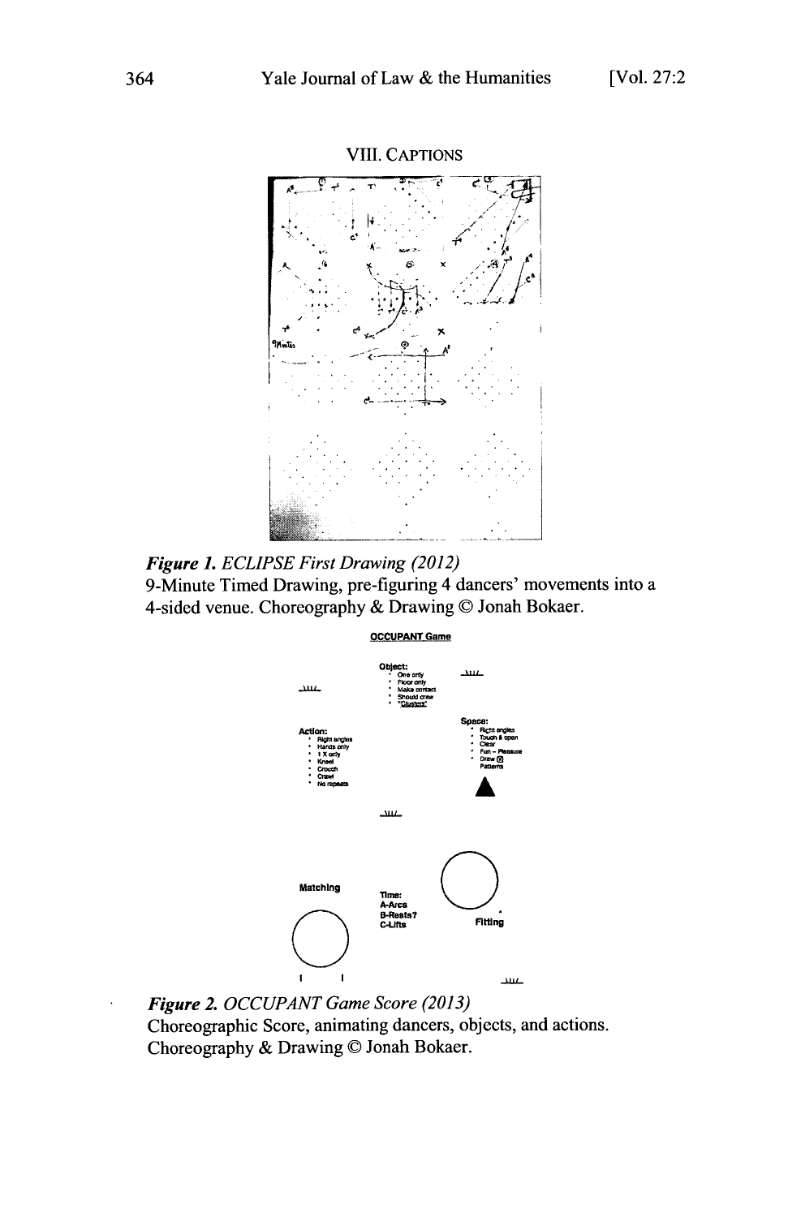## VIII. CAPTIONS

***Figure 1.*** *ECLIPSE First Drawing (2012)*
9-Minute Timed Drawing, pre-figuring 4 dancers' movements into a 4-sided venue. Choreography & Drawing © Jonah Bokaer.

***Figure 2.*** *OCCUPANT Game Score (2013)*
Choreographic Score, animating dancers, objects, and actions. Choreography & Drawing © Jonah Bokaer.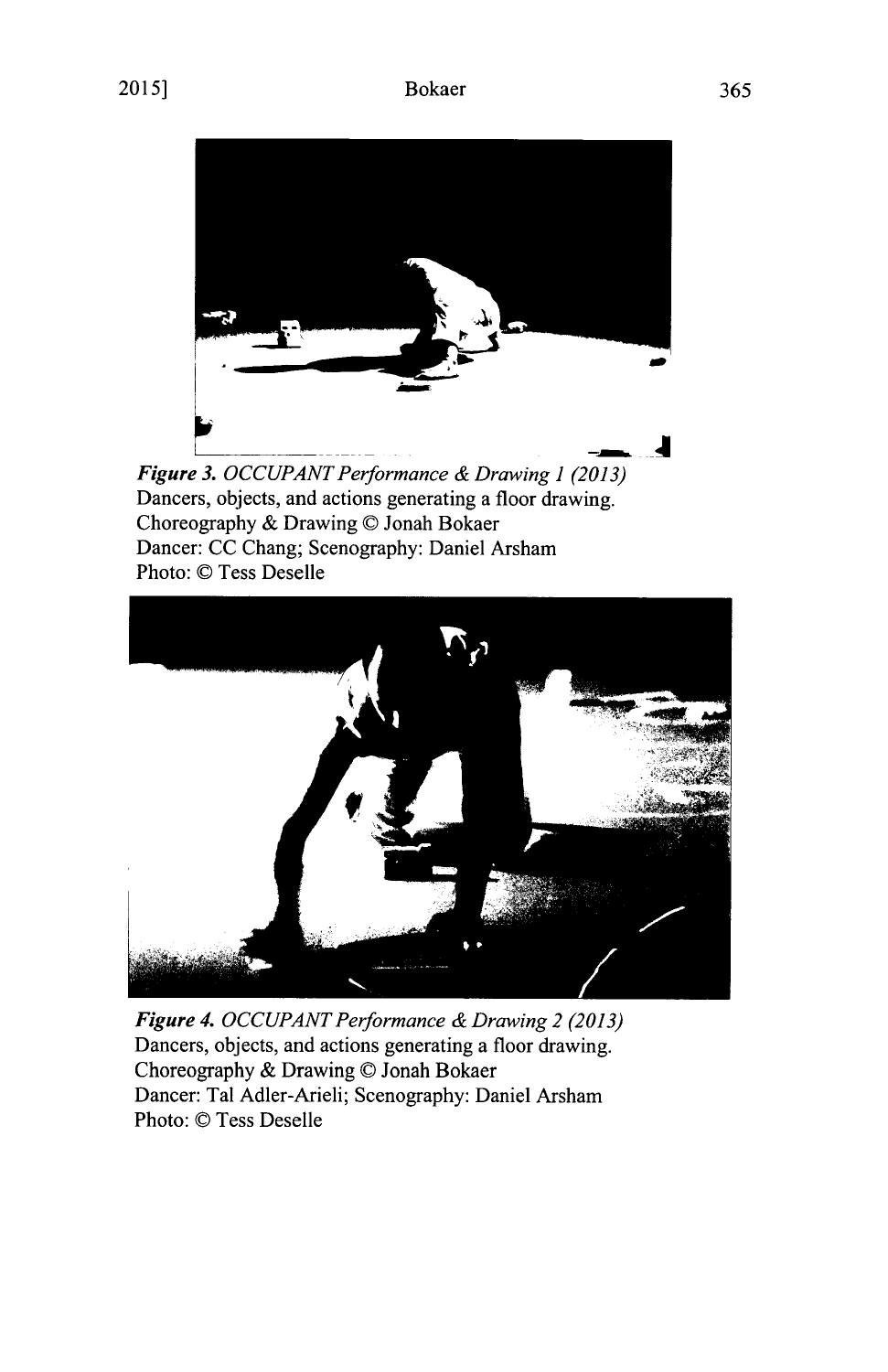***Figure 3.*** *OCCUPANT Performance & Drawing 1 (2013)*
Dancers, objects, and actions generating a floor drawing.
Choreography & Drawing © Jonah Bokaer
Dancer: CC Chang; Scenography: Daniel Arsham
Photo: © Tess Deselle

***Figure 4.*** *OCCUPANT Performance & Drawing 2 (2013)*
Dancers, objects, and actions generating a floor drawing.
Choreography & Drawing © Jonah Bokaer
Dancer: Tal Adler-Arieli; Scenography: Daniel Arsham
Photo: © Tess Deselle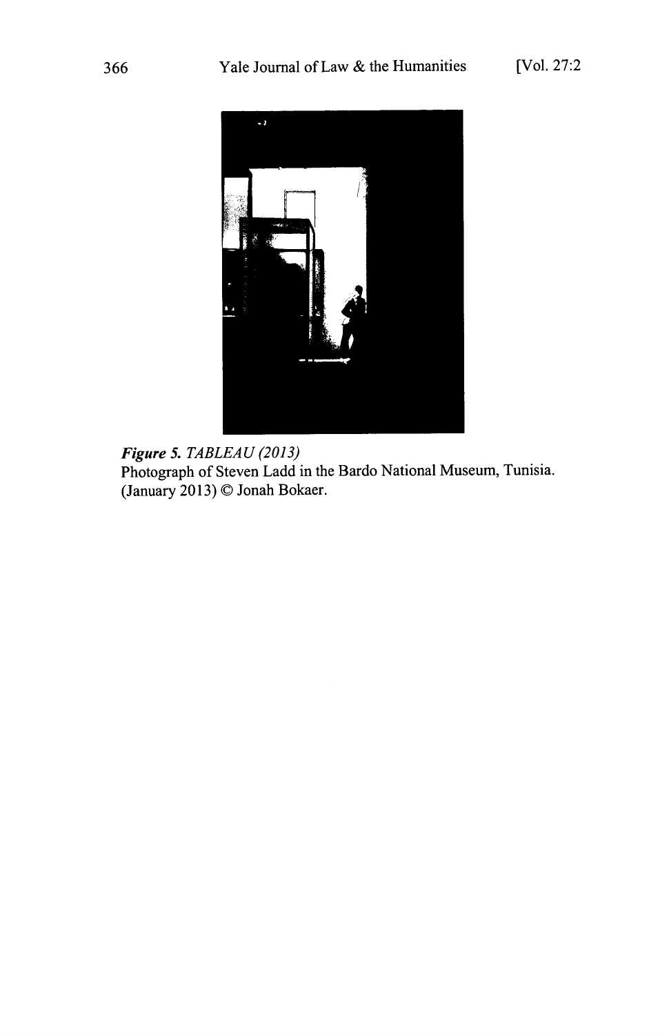***Figure 5.** TABLEAU (2013)*
Photograph of Steven Ladd in the Bardo National Museum, Tunisia. (January 2013) © Jonah Bokaer.